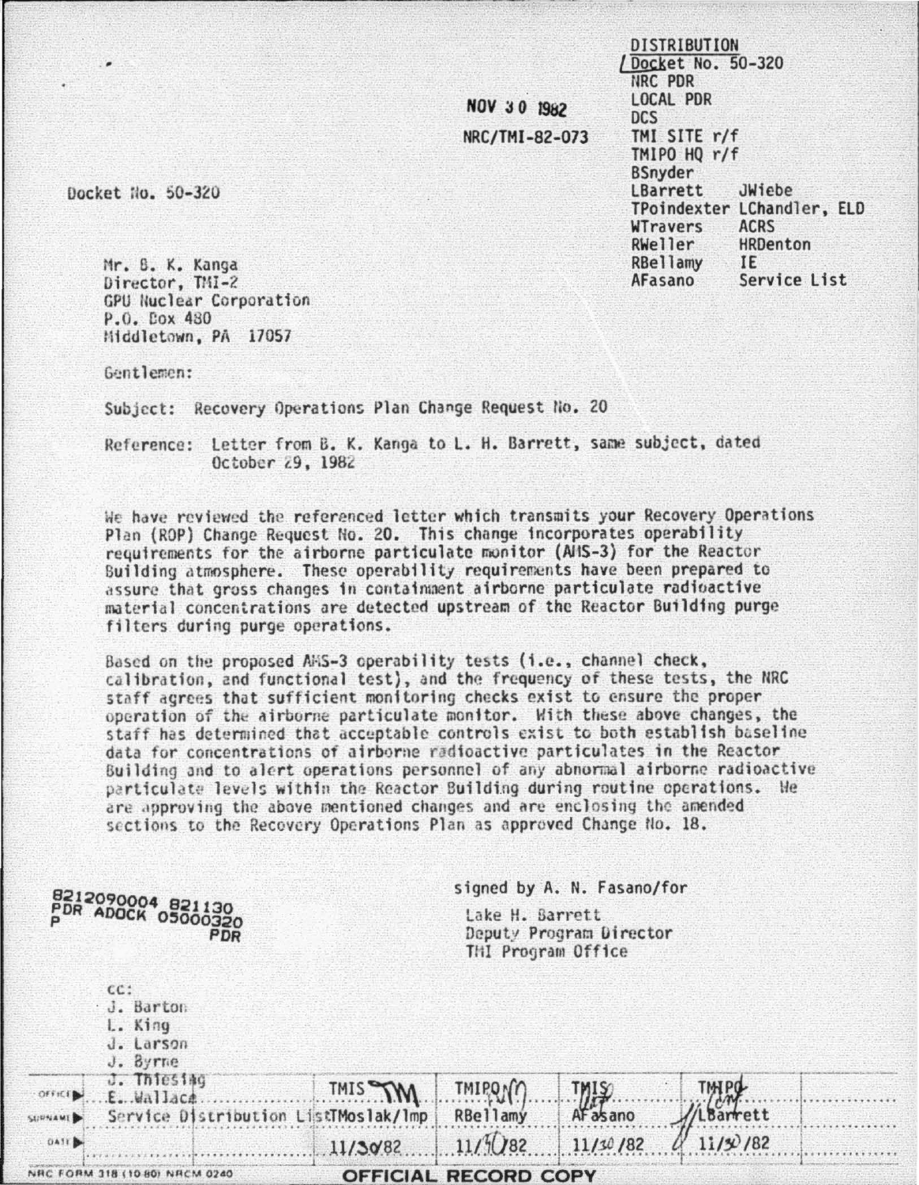NOV 30 1982

NRC/TMI-82-073

DISTRIBUTION
Docket No. 50-320
NRC PDR
LOCAL PDR
DCS
TMI SITE r/f
TMIPO HQ r/f
BSnyder
LBarrett JWiebe
TPoindexter LChandler, ELD
WTravers ACRS
RWeller HRDenton
RBellamy IE
AFasano Service List

Docket No. 50-320

Mr. B. K. Kanga
Director, TMI-2
GPU Nuclear Corporation
P.O. Box 480
Middletown, PA 17057

Gentlemen:

Subject: Recovery Operations Plan Change Request No. 20

Reference: Letter from B. K. Kanga to L. H. Barrett, same subject, dated October 29, 1982

We have reviewed the referenced letter which transmits your Recovery Operations Plan (ROP) Change Request No. 20. This change incorporates operability requirements for the airborne particulate monitor (AMS-3) for the Reactor Building atmosphere. These operability requirements have been prepared to assure that gross changes in containment airborne particulate radioactive material concentrations are detected upstream of the Reactor Building purge filters during purge operations.

Based on the proposed AMS-3 operability tests (i.e., channel check, calibration, and functional test), and the frequency of these tests, the NRC staff agrees that sufficient monitoring checks exist to ensure the proper operation of the airborne particulate monitor. With these above changes, the staff has determined that acceptable controls exist to both establish baseline data for concentrations of airborne radioactive particulates in the Reactor Building and to alert operations personnel of any abnormal airborne radioactive particulate levels within the Reactor Building during routine operations. We are approving the above mentioned changes and are enclosing the amended sections to the Recovery Operations Plan as approved Change No. 18.

8212090004 821130
PDR ADOCK 05000320
P PDR

signed by A. N. Fasano/for

Lake H. Barrett
Deputy Program Director
TMI Program Office

cc:
J. Barton
L. King
J. Larson
J. Byrne
J. Thiesing
E. Wallace
Service Distribution List

| OFFICE | TMIS | TMIPO | TMIS | TMIPO |
|---|---|---|---|---|
| SURNAME | TMoslak/lmp | RBellamy | AFasano | LBarrett |
| DATE | 11/30/82 | 11/30/82 | 11/30/82 | 11/30/82 |

NRC FORM 318 (10-80) NRCM 0240

OFFICIAL RECORD COPY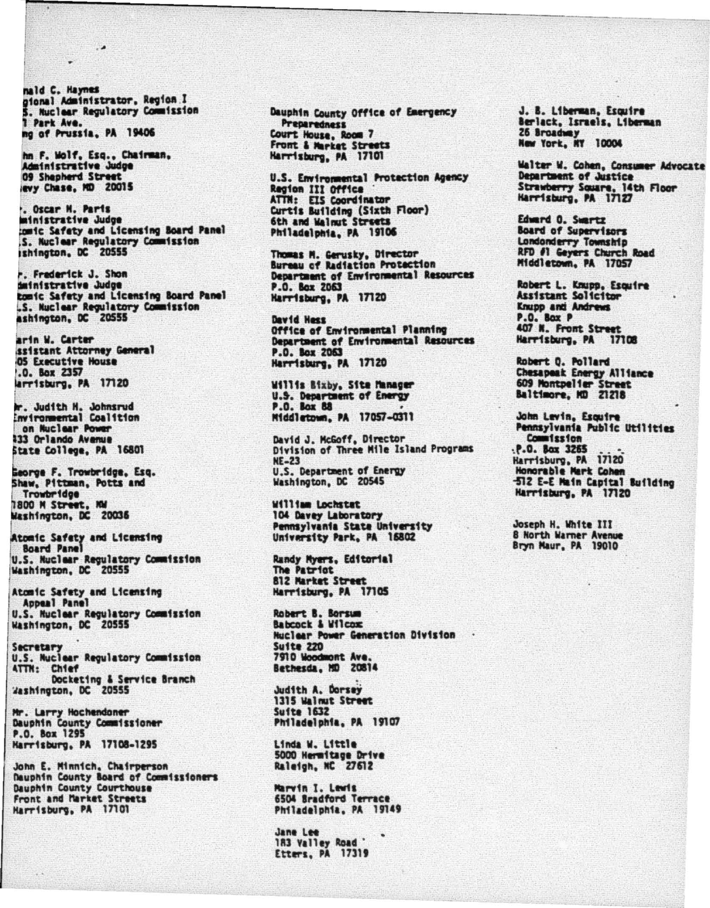nald C. Haynes
gional Administrator, Region I
S. Nuclear Regulatory Commission
1 Park Ave.
ng of Prussia, PA 19406

hn F. Wolf, Esq., Chairman,
Administrative Judge
09 Shepherd Street
evy Chase, MD 20015

. Oscar H. Paris
ministrative Judge
omic Safety and Licensing Board Panel
.S. Nuclear Regulatory Commission
ashington, DC 20555

r. Frederick J. Shon
dministrative Judge
tomic Safety and Licensing Board Panel
.S. Nuclear Regulatory Commission
ashington, DC 20555

arin W. Carter
ssistant Attorney General
05 Executive House
.O. Box 2357
arrisburg, PA 17120

r. Judith H. Johnsrud
Environmental Coalition
on Nuclear Power
433 Orlando Avenue
State College, PA 16801

George F. Trowbridge, Esq.
Shaw, Pittman, Potts and
Trowbridge
1800 M Street, NW
Washington, DC 20036

Atomic Safety and Licensing
Board Panel
U.S. Nuclear Regulatory Commission
Washington, DC 20555

Atomic Safety and Licensing
Appeal Panel
U.S. Nuclear Regulatory Commission
Washington, DC 20555

Secretary
U.S. Nuclear Regulatory Commission
ATTN: Chief
Docketing & Service Branch
Washington, DC 20555

Mr. Larry Hochendoner
Dauphin County Commissioner
P.O. Box 1295
Harrisburg, PA 17108-1295

John E. Minnich, Chairperson
Dauphin County Board of Commissioners
Dauphin County Courthouse
Front and Market Streets
Harrisburg, PA 17101

Dauphin County Office of Emergency
Preparedness
Court House, Room 7
Front & Market Streets
Harrisburg, PA 17101

U.S. Environmental Protection Agency
Region III Office
ATTN: EIS Coordinator
Curtis Building (Sixth Floor)
6th and Walnut Streets
Philadelphia, PA 19106

Thomas M. Gerusky, Director
Bureau of Radiation Protection
Department of Environmental Resources
P.O. Box 2063
Harrisburg, PA 17120

David Hess
Office of Environmental Planning
Department of Environmental Resources
P.O. Box 2063
Harrisburg, PA 17120

Willis Bixby, Site Manager
U.S. Department of Energy
P.O. Box 88
Middletown, PA 17057-0311

David J. McGoff, Director
Division of Three Mile Island Programs
NE-23
U.S. Department of Energy
Washington, DC 20545

William Lochstet
104 Davey Laboratory
Pennsylvania State University
University Park, PA 16802

Randy Myers, Editorial
The Patriot
812 Market Street
Harrisburg, PA 17105

Robert B. Borsum
Babcock & Wilcox
Nuclear Power Generation Division
Suite 220
7910 Woodmont Ave.
Bethesda, MD 20814

Judith A. Dorsey
1315 Walnut Street
Suite 1632
Philadelphia, PA 19107

Linda W. Little
5000 Hermitage Drive
Raleigh, NC 27612

Marvin I. Lewis
6504 Bradford Terrace
Philadelphia, PA 19149

Jane Lee
183 Valley Road
Etters, PA 17319

J. B. Liberman, Esquire
Berlack, Israels, Liberman
26 Broadway
New York, NY 10004

Walter W. Cohen, Consumer Advocate
Department of Justice
Strawberry Square, 14th Floor
Harrisburg, PA 17127

Edward O. Swartz
Board of Supervisors
Londonderry Township
RFD #1 Geyers Church Road
Middletown, PA 17057

Robert L. Knupp, Esquire
Assistant Solicitor
Knupp and Andrews
P.O. Box P
407 N. Front Street
Harrisburg, PA 17108

Robert Q. Pollard
Chesapeak Energy Alliance
609 Montpelier Street
Baltimore, MD 21218

John Levin, Esquire
Pennsylvania Public Utilities
Commission
P.O. Box 3265
Harrisburg, PA 17120
Honorable Mark Cohen
512 E-E Main Capital Building
Harrisburg, PA 17120

Joseph H. White III
8 North Warner Avenue
Bryn Mawr, PA 19010